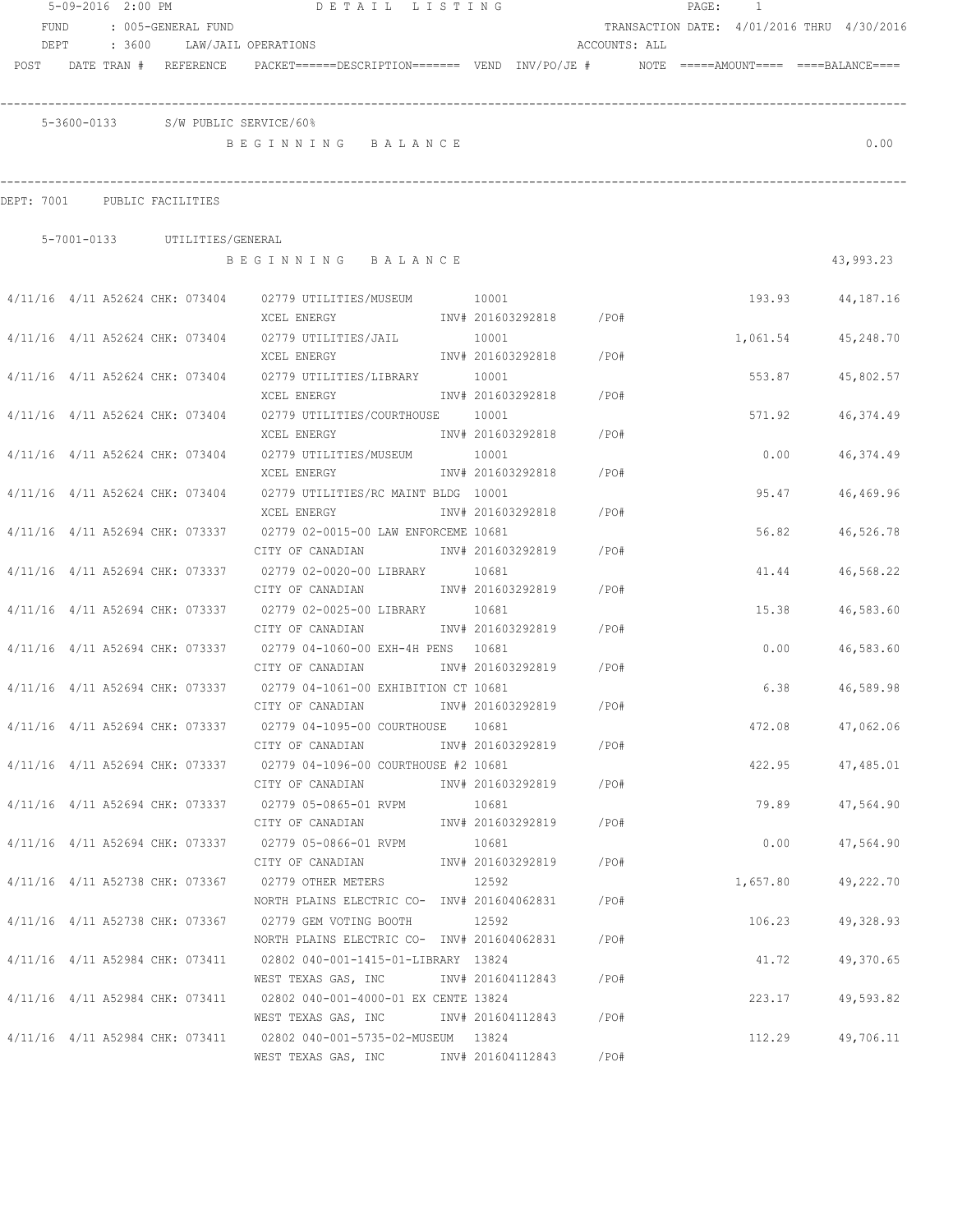5-09-2016 2:00 PM DETAIL LISTING

FUND : 005-GENERAL FUND — TRANSACTION DATE: 4/01/2016 THRU 4/30/2016

DEPT : 3600 LAW/JAIL OPERATIONS — ACCOUNTS: ALL

| POST | DATE | TRAN # | REFERENCE | PACKET | DESCRIPTION | VEND | INV/PO/JE # | NOTE | AMOUNT | BALANCE |
|---|---|---|---|---|---|---|---|---|---|---|

**5-3600-0133 S/W PUBLIC SERVICE/60%**

BEGINNING BALANCE 0.00

## DEPT: 7001 PUBLIC FACILITIES

**5-7001-0133 UTILITIES/GENERAL**

BEGINNING BALANCE 43,993.23

| POST | DATE | TRAN # | REFERENCE | PACKET | DESCRIPTION | VEND | INV/PO/JE # | NOTE | AMOUNT | BALANCE |
|---|---|---|---|---|---|---|---|---|---|---|
| 4/11/16 | 4/11 | A52624 | CHK: 073404 | 02779 | UTILITIES/MUSEUM / XCEL ENERGY | 10001 | INV# 201603292818 /PO# | | 193.93 | 44,187.16 |
| 4/11/16 | 4/11 | A52624 | CHK: 073404 | 02779 | UTILITIES/JAIL / XCEL ENERGY | 10001 | INV# 201603292818 /PO# | | 1,061.54 | 45,248.70 |
| 4/11/16 | 4/11 | A52624 | CHK: 073404 | 02779 | UTILITIES/LIBRARY / XCEL ENERGY | 10001 | INV# 201603292818 /PO# | | 553.87 | 45,802.57 |
| 4/11/16 | 4/11 | A52624 | CHK: 073404 | 02779 | UTILITIES/COURTHOUSE / XCEL ENERGY | 10001 | INV# 201603292818 /PO# | | 571.92 | 46,374.49 |
| 4/11/16 | 4/11 | A52624 | CHK: 073404 | 02779 | UTILITIES/MUSEUM / XCEL ENERGY | 10001 | INV# 201603292818 /PO# | | 0.00 | 46,374.49 |
| 4/11/16 | 4/11 | A52624 | CHK: 073404 | 02779 | UTILITIES/RC MAINT BLDG / XCEL ENERGY | 10001 | INV# 201603292818 /PO# | | 95.47 | 46,469.96 |
| 4/11/16 | 4/11 | A52694 | CHK: 073337 | 02779 | 02-0015-00 LAW ENFORCEME / CITY OF CANADIAN | 10681 | INV# 201603292819 /PO# | | 56.82 | 46,526.78 |
| 4/11/16 | 4/11 | A52694 | CHK: 073337 | 02779 | 02-0020-00 LIBRARY / CITY OF CANADIAN | 10681 | INV# 201603292819 /PO# | | 41.44 | 46,568.22 |
| 4/11/16 | 4/11 | A52694 | CHK: 073337 | 02779 | 02-0025-00 LIBRARY / CITY OF CANADIAN | 10681 | INV# 201603292819 /PO# | | 15.38 | 46,583.60 |
| 4/11/16 | 4/11 | A52694 | CHK: 073337 | 02779 | 04-1060-00 EXH-4H PENS / CITY OF CANADIAN | 10681 | INV# 201603292819 /PO# | | 0.00 | 46,583.60 |
| 4/11/16 | 4/11 | A52694 | CHK: 073337 | 02779 | 04-1061-00 EXHIBITION CT / CITY OF CANADIAN | 10681 | INV# 201603292819 /PO# | | 6.38 | 46,589.98 |
| 4/11/16 | 4/11 | A52694 | CHK: 073337 | 02779 | 04-1095-00 COURTHOUSE / CITY OF CANADIAN | 10681 | INV# 201603292819 /PO# | | 472.08 | 47,062.06 |
| 4/11/16 | 4/11 | A52694 | CHK: 073337 | 02779 | 04-1096-00 COURTHOUSE #2 / CITY OF CANADIAN | 10681 | INV# 201603292819 /PO# | | 422.95 | 47,485.01 |
| 4/11/16 | 4/11 | A52694 | CHK: 073337 | 02779 | 05-0865-01 RVPM / CITY OF CANADIAN | 10681 | INV# 201603292819 /PO# | | 79.89 | 47,564.90 |
| 4/11/16 | 4/11 | A52694 | CHK: 073337 | 02779 | 05-0866-01 RVPM / CITY OF CANADIAN | 10681 | INV# 201603292819 /PO# | | 0.00 | 47,564.90 |
| 4/11/16 | 4/11 | A52738 | CHK: 073367 | 02779 | OTHER METERS / NORTH PLAINS ELECTRIC CO- | 12592 | INV# 201604062831 /PO# | | 1,657.80 | 49,222.70 |
| 4/11/16 | 4/11 | A52738 | CHK: 073367 | 02779 | GEM VOTING BOOTH / NORTH PLAINS ELECTRIC CO- | 12592 | INV# 201604062831 /PO# | | 106.23 | 49,328.93 |
| 4/11/16 | 4/11 | A52984 | CHK: 073411 | 02802 | 040-001-1415-01-LIBRARY / WEST TEXAS GAS, INC | 13824 | INV# 201604112843 /PO# | | 41.72 | 49,370.65 |
| 4/11/16 | 4/11 | A52984 | CHK: 073411 | 02802 | 040-001-4000-01 EX CENTE / WEST TEXAS GAS, INC | 13824 | INV# 201604112843 /PO# | | 223.17 | 49,593.82 |
| 4/11/16 | 4/11 | A52984 | CHK: 073411 | 02802 | 040-001-5735-02-MUSEUM / WEST TEXAS GAS, INC | 13824 | INV# 201604112843 /PO# | | 112.29 | 49,706.11 |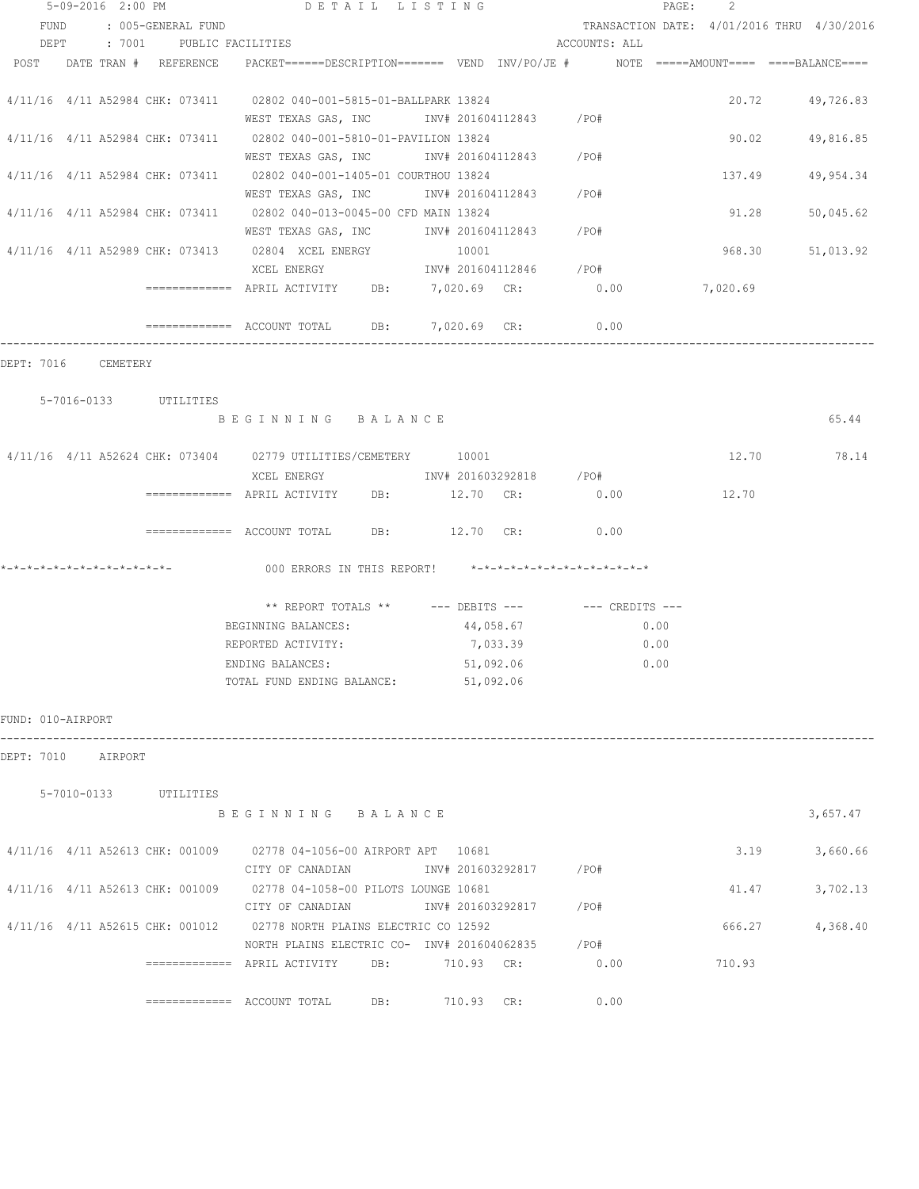5-09-2016 2:00 PM DETAIL LISTING

FUND : 005-GENERAL FUND TRANSACTION DATE: 4/01/2016 THRU 4/30/2016

DEPT : 7001 PUBLIC FACILITIES ACCOUNTS: ALL

| POST | DATE TRAN # | REFERENCE | PACKET======DESCRIPTION======= VEND INV/PO/JE # | NOTE | =====AMOUNT==== | ====BALANCE==== |
|---|---|---|---|---|---|---|
| 4/11/16 | 4/11 A52984 | CHK: 073411 | 02802 040-001-5815-01-BALLPARK 13824<br>WEST TEXAS GAS, INC INV# 201604112843 /PO# | | 20.72 | 49,726.83 |
| 4/11/16 | 4/11 A52984 | CHK: 073411 | 02802 040-001-5810-01-PAVILION 13824<br>WEST TEXAS GAS, INC INV# 201604112843 /PO# | | 90.02 | 49,816.85 |
| 4/11/16 | 4/11 A52984 | CHK: 073411 | 02802 040-001-1405-01 COURTHOU 13824<br>WEST TEXAS GAS, INC INV# 201604112843 /PO# | | 137.49 | 49,954.34 |
| 4/11/16 | 4/11 A52984 | CHK: 073411 | 02802 040-013-0045-00 CFD MAIN 13824<br>WEST TEXAS GAS, INC INV# 201604112843 /PO# | | 91.28 | 50,045.62 |
| 4/11/16 | 4/11 A52989 | CHK: 073413 | 02804 XCEL ENERGY 10001<br>XCEL ENERGY INV# 201604112846 /PO# | | 968.30 | 51,013.92 |

============= APRIL ACTIVITY DB: 7,020.69 CR: 0.00 7,020.69

============= ACCOUNT TOTAL DB: 7,020.69 CR: 0.00

DEPT: 7016 CEMETERY

5-7016-0133 UTILITIES

B E G I N N I N G B A L A N C E 65.44

| POST | DATE TRAN # | REFERENCE | PACKET======DESCRIPTION======= VEND INV/PO/JE # | NOTE | =====AMOUNT==== | ====BALANCE==== |
|---|---|---|---|---|---|---|
| 4/11/16 | 4/11 A52624 | CHK: 073404 | 02779 UTILITIES/CEMETERY 10001<br>XCEL ENERGY INV# 201603292818 /PO# | | 12.70 | 78.14 |

============= APRIL ACTIVITY DB: 12.70 CR: 0.00 12.70

============= ACCOUNT TOTAL DB: 12.70 CR: 0.00

*-*-*-*-*-*-*-*-*-*-*-*-*- 000 ERRORS IN THIS REPORT! *-*-*-*-*-*-*-*-*-*-*-*-*-*

| ** REPORT TOTALS ** | --- DEBITS --- | --- CREDITS --- |
|---|---|---|
| BEGINNING BALANCES: | 44,058.67 | 0.00 |
| REPORTED ACTIVITY: | 7,033.39 | 0.00 |
| ENDING BALANCES: | 51,092.06 | 0.00 |
| TOTAL FUND ENDING BALANCE: | 51,092.06 | |

FUND: 010-AIRPORT

DEPT: 7010 AIRPORT

5-7010-0133 UTILITIES

B E G I N N I N G B A L A N C E 3,657.47

| POST | DATE TRAN # | REFERENCE | PACKET======DESCRIPTION======= VEND INV/PO/JE # | NOTE | =====AMOUNT==== | ====BALANCE==== |
|---|---|---|---|---|---|---|
| 4/11/16 | 4/11 A52613 | CHK: 001009 | 02778 04-1056-00 AIRPORT APT 10681<br>CITY OF CANADIAN INV# 201603292817 /PO# | | 3.19 | 3,660.66 |
| 4/11/16 | 4/11 A52613 | CHK: 001009 | 02778 04-1058-00 PILOTS LOUNGE 10681<br>CITY OF CANADIAN INV# 201603292817 /PO# | | 41.47 | 3,702.13 |
| 4/11/16 | 4/11 A52615 | CHK: 001012 | 02778 NORTH PLAINS ELECTRIC CO 12592<br>NORTH PLAINS ELECTRIC CO- INV# 201604062835 /PO# | | 666.27 | 4,368.40 |

============= APRIL ACTIVITY DB: 710.93 CR: 0.00 710.93

============= ACCOUNT TOTAL DB: 710.93 CR: 0.00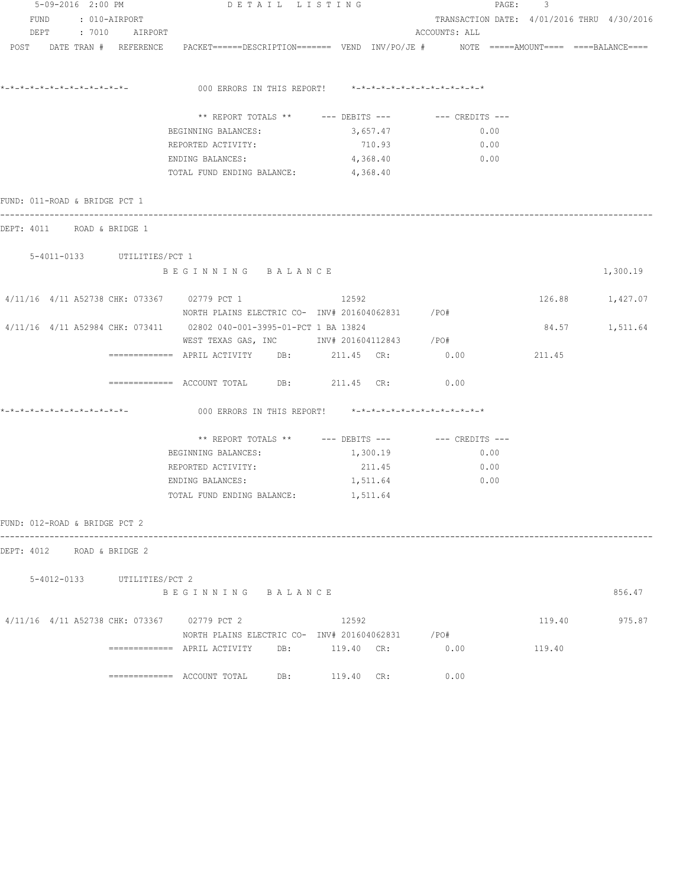FUND : 010-AIRPORT
DEPT : 7010 AIRPORT

TRANSACTION DATE: 4/01/2016 THRU 4/30/2016
ACCOUNTS: ALL

POST DATE TRAN # REFERENCE PACKET======DESCRIPTION======= VEND INV/PO/JE # NOTE =====AMOUNT==== ====BALANCE====

*-*-*-*-*-*-*-*-*-*-*-*-*- 000 ERRORS IN THIS REPORT! *-*-*-*-*-*-*-*-*-*-*-*-*-*

| ** REPORT TOTALS ** | --- DEBITS --- | --- CREDITS --- |
|---|---|---|
| BEGINNING BALANCES: | 3,657.47 | 0.00 |
| REPORTED ACTIVITY: | 710.93 | 0.00 |
| ENDING BALANCES: | 4,368.40 | 0.00 |
| TOTAL FUND ENDING BALANCE: | 4,368.40 | |

FUND: 011-ROAD & BRIDGE PCT 1

DEPT: 4011 ROAD & BRIDGE 1

5-4011-0133 UTILITIES/PCT 1

B E G I N N I N G B A L A N C E 1,300.19

| POST | DATE | TRAN # | REFERENCE | PACKET/DESCRIPTION | VEND | INV/PO/JE # | AMOUNT | BALANCE |
|---|---|---|---|---|---|---|---|---|
| 4/11/16 | 4/11 | A52738 | CHK: 073367 | 02779 PCT 1 | 12592 | | 126.88 | 1,427.07 |
| | | | | NORTH PLAINS ELECTRIC CO- | | INV# 201604062831 /PO# | | |
| 4/11/16 | 4/11 | A52984 | CHK: 073411 | 02802 040-001-3995-01-PCT 1 BA | 13824 | | 84.57 | 1,511.64 |
| | | | | WEST TEXAS GAS, INC | | INV# 201604112843 /PO# | | |

============= APRIL ACTIVITY DB: 211.45 CR: 0.00 211.45

============= ACCOUNT TOTAL DB: 211.45 CR: 0.00

*-*-*-*-*-*-*-*-*-*-*-*-*- 000 ERRORS IN THIS REPORT! *-*-*-*-*-*-*-*-*-*-*-*-*-*

| ** REPORT TOTALS ** | --- DEBITS --- | --- CREDITS --- |
|---|---|---|
| BEGINNING BALANCES: | 1,300.19 | 0.00 |
| REPORTED ACTIVITY: | 211.45 | 0.00 |
| ENDING BALANCES: | 1,511.64 | 0.00 |
| TOTAL FUND ENDING BALANCE: | 1,511.64 | |

FUND: 012-ROAD & BRIDGE PCT 2

DEPT: 4012 ROAD & BRIDGE 2

5-4012-0133 UTILITIES/PCT 2

B E G I N N I N G B A L A N C E 856.47

| POST | DATE | TRAN # | REFERENCE | PACKET/DESCRIPTION | VEND | INV/PO/JE # | AMOUNT | BALANCE |
|---|---|---|---|---|---|---|---|---|
| 4/11/16 | 4/11 | A52738 | CHK: 073367 | 02779 PCT 2 | 12592 | | 119.40 | 975.87 |
| | | | | NORTH PLAINS ELECTRIC CO- | | INV# 201604062831 /PO# | | |

============= APRIL ACTIVITY DB: 119.40 CR: 0.00 119.40

============= ACCOUNT TOTAL DB: 119.40 CR: 0.00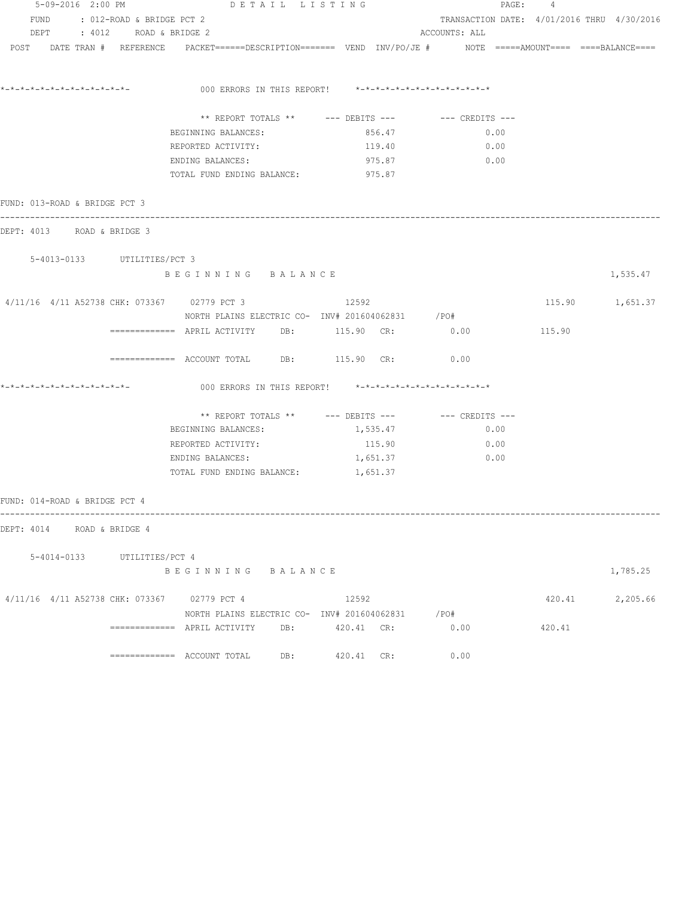5-09-2016 2:00 PM    DETAIL LISTING

FUND : 012-ROAD & BRIDGE PCT 2    TRANSACTION DATE: 4/01/2016 THRU 4/30/2016
DEPT : 4012 ROAD & BRIDGE 2    ACCOUNTS: ALL

POST DATE TRAN # REFERENCE PACKET======DESCRIPTION======= VEND INV/PO/JE # NOTE =====AMOUNT==== ====BALANCE====

*-*-*-*-*-*-*-*-*-*-*-*-*-*- 000 ERRORS IN THIS REPORT! *-*-*-*-*-*-*-*-*-*-*-*-*-*

| ** REPORT TOTALS ** | --- DEBITS --- | --- CREDITS --- |
|---|---|---|
| BEGINNING BALANCES: | 856.47 | 0.00 |
| REPORTED ACTIVITY: | 119.40 | 0.00 |
| ENDING BALANCES: | 975.87 | 0.00 |
| TOTAL FUND ENDING BALANCE: | 975.87 | |

FUND: 013-ROAD & BRIDGE PCT 3

DEPT: 4013 ROAD & BRIDGE 3

5-4013-0133 UTILITIES/PCT 3

B E G I N N I N G B A L A N C E 1,535.47

4/11/16 4/11 A52738 CHK: 073367 02779 PCT 3 12592 115.90 1,651.37
NORTH PLAINS ELECTRIC CO- INV# 201604062831 /PO#

============= APRIL ACTIVITY DB: 115.90 CR: 0.00 115.90

============= ACCOUNT TOTAL DB: 115.90 CR: 0.00

*-*-*-*-*-*-*-*-*-*-*-*-*-*- 000 ERRORS IN THIS REPORT! *-*-*-*-*-*-*-*-*-*-*-*-*-*

| ** REPORT TOTALS ** | --- DEBITS --- | --- CREDITS --- |
|---|---|---|
| BEGINNING BALANCES: | 1,535.47 | 0.00 |
| REPORTED ACTIVITY: | 115.90 | 0.00 |
| ENDING BALANCES: | 1,651.37 | 0.00 |
| TOTAL FUND ENDING BALANCE: | 1,651.37 | |

FUND: 014-ROAD & BRIDGE PCT 4

DEPT: 4014 ROAD & BRIDGE 4

5-4014-0133 UTILITIES/PCT 4

B E G I N N I N G B A L A N C E 1,785.25

4/11/16 4/11 A52738 CHK: 073367 02779 PCT 4 12592 420.41 2,205.66
NORTH PLAINS ELECTRIC CO- INV# 201604062831 /PO#

============= APRIL ACTIVITY DB: 420.41 CR: 0.00 420.41

============= ACCOUNT TOTAL DB: 420.41 CR: 0.00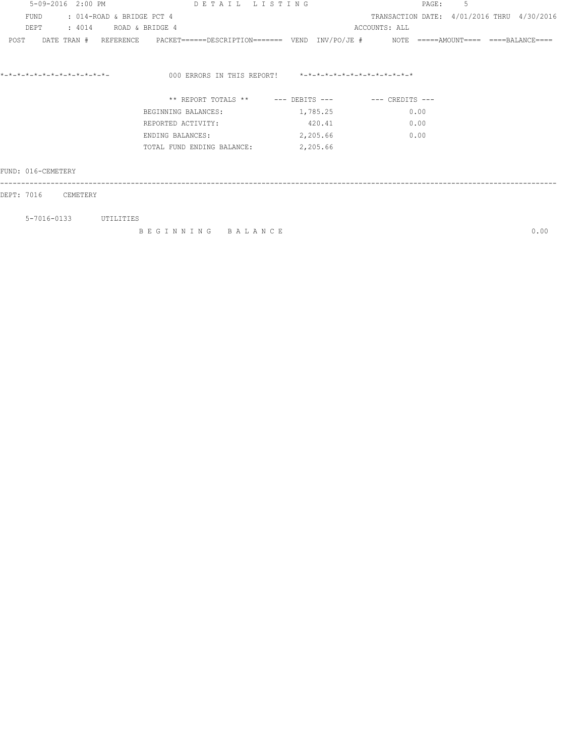FUND : 014-ROAD & BRIDGE PCT 4
DEPT : 4014 ROAD & BRIDGE 4

TRANSACTION DATE: 4/01/2016 THRU 4/30/2016
ACCOUNTS: ALL

POST DATE TRAN # REFERENCE PACKET======DESCRIPTION======= VEND INV/PO/JE # NOTE =====AMOUNT==== ====BALANCE====

*-*-*-*-*-*-*-*-*-*-*-*-*-*- 000 ERRORS IN THIS REPORT! *-*-*-*-*-*-*-*-*-*-*-*-*-*

| ** REPORT TOTALS ** | --- DEBITS --- | --- CREDITS --- |
|---|---|---|
| BEGINNING BALANCES: | 1,785.25 | 0.00 |
| REPORTED ACTIVITY: | 420.41 | 0.00 |
| ENDING BALANCES: | 2,205.66 | 0.00 |
| TOTAL FUND ENDING BALANCE: | 2,205.66 | |

FUND: 016-CEMETERY

DEPT: 7016 CEMETERY

5-7016-0133 UTILITIES

B E G I N N I N G B A L A N C E 0.00